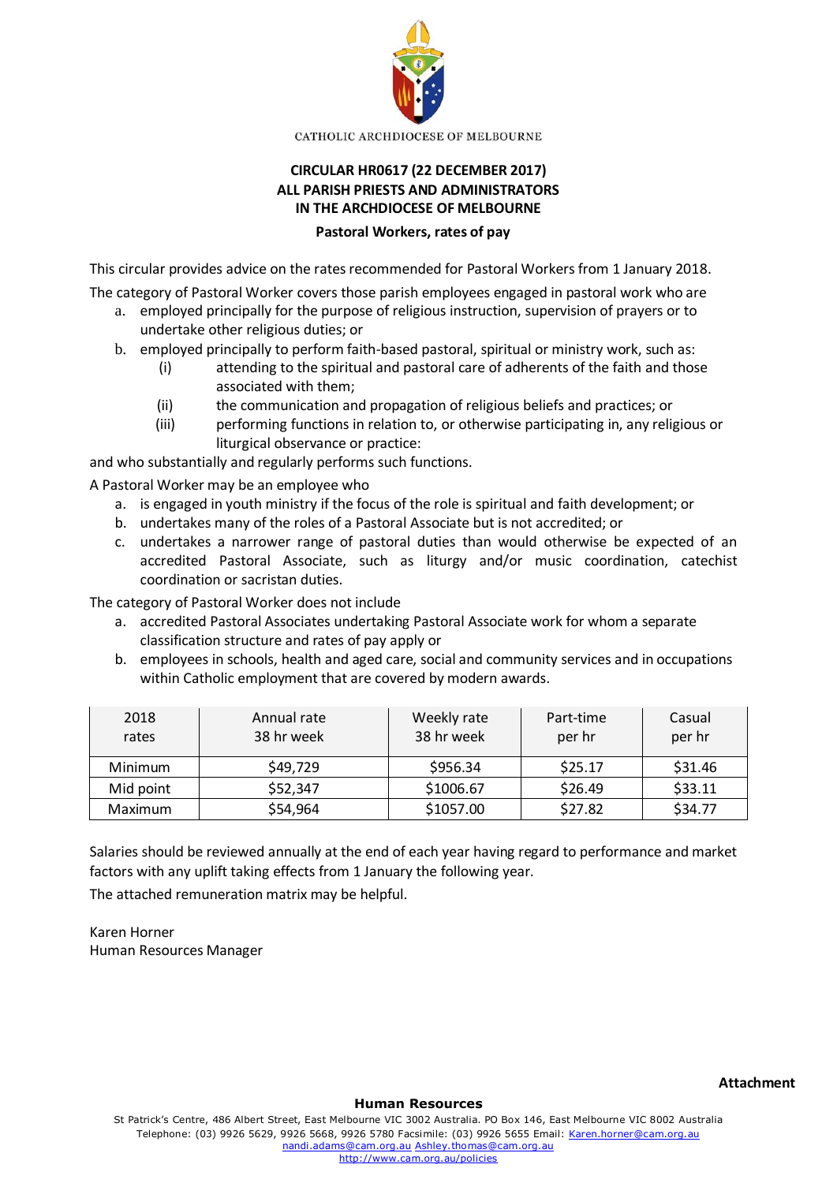CATHOLIC ARCHDIOCESE OF MELBOURNE

**CIRCULAR HR0617 (22 DECEMBER 2017)**
**ALL PARISH PRIESTS AND ADMINISTRATORS**
**IN THE ARCHDIOCESE OF MELBOURNE**

**Pastoral Workers, rates of pay**

This circular provides advice on the rates recommended for Pastoral Workers from 1 January 2018.

The category of Pastoral Worker covers those parish employees engaged in pastoral work who are

a. employed principally for the purpose of religious instruction, supervision of prayers or to undertake other religious duties; or
b. employed principally to perform faith-based pastoral, spiritual or ministry work, such as:
   (i) attending to the spiritual and pastoral care of adherents of the faith and those associated with them;
   (ii) the communication and propagation of religious beliefs and practices; or
   (iii) performing functions in relation to, or otherwise participating in, any religious or liturgical observance or practice:

and who substantially and regularly performs such functions.

A Pastoral Worker may be an employee who

a. is engaged in youth ministry if the focus of the role is spiritual and faith development; or
b. undertakes many of the roles of a Pastoral Associate but is not accredited; or
c. undertakes a narrower range of pastoral duties than would otherwise be expected of an accredited Pastoral Associate, such as liturgy and/or music coordination, catechist coordination or sacristan duties.

The category of Pastoral Worker does not include

a. accredited Pastoral Associates undertaking Pastoral Associate work for whom a separate classification structure and rates of pay apply or
b. employees in schools, health and aged care, social and community services and in occupations within Catholic employment that are covered by modern awards.

| 2018 rates | Annual rate 38 hr week | Weekly rate 38 hr week | Part-time per hr | Casual per hr |
|---|---|---|---|---|
| Minimum | $49,729 | $956.34 | $25.17 | $31.46 |
| Mid point | $52,347 | $1006.67 | $26.49 | $33.11 |
| Maximum | $54,964 | $1057.00 | $27.82 | $34.77 |

Salaries should be reviewed annually at the end of each year having regard to performance and market factors with any uplift taking effects from 1 January the following year.

The attached remuneration matrix may be helpful.

Karen Horner
Human Resources Manager

**Attachment**

**Human Resources**
St Patrick's Centre, 486 Albert Street, East Melbourne VIC 3002 Australia. PO Box 146, East Melbourne VIC 8002 Australia
Telephone: (03) 9926 5629, 9926 5668, 9926 5780 Facsimile: (03) 9926 5655 Email: Karen.horner@cam.org.au
nandi.adams@cam.org.au Ashley.thomas@cam.org.au
http://www.cam.org.au/policies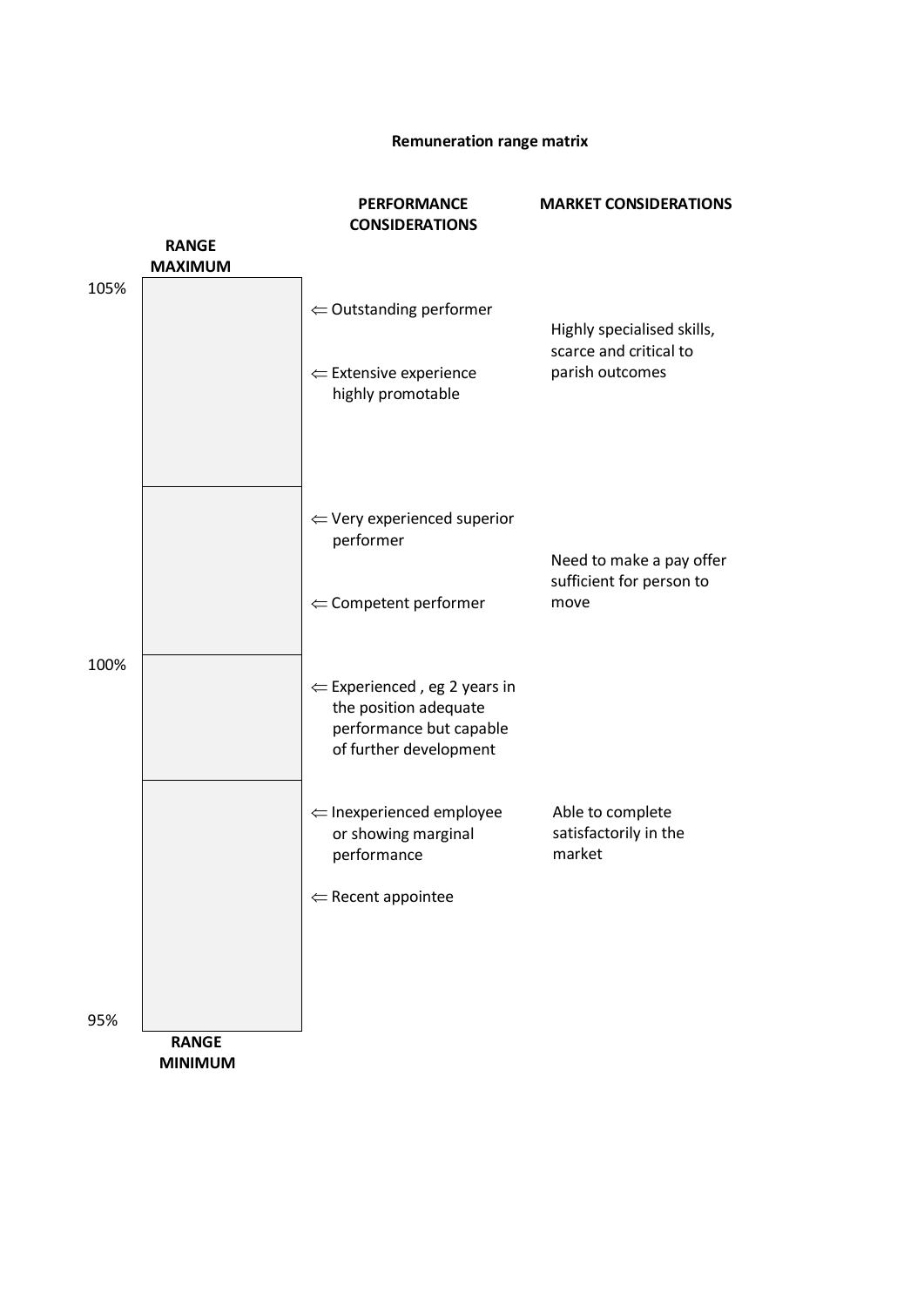**Remuneration range matrix**

**PERFORMANCE CONSIDERATIONS**

**MARKET CONSIDERATIONS**

**RANGE MAXIMUM**

105%

⇐ Outstanding performer

⇐ Extensive experience highly promotable

Highly specialised skills, scarce and critical to parish outcomes

⇐ Very experienced superior performer

⇐ Competent performer

Need to make a pay offer sufficient for person to move

100%

⇐ Experienced , eg 2 years in the position adequate performance but capable of further development

⇐ Inexperienced employee or showing marginal performance

⇐ Recent appointee

Able to complete satisfactorily in the market

95%

**RANGE MINIMUM**